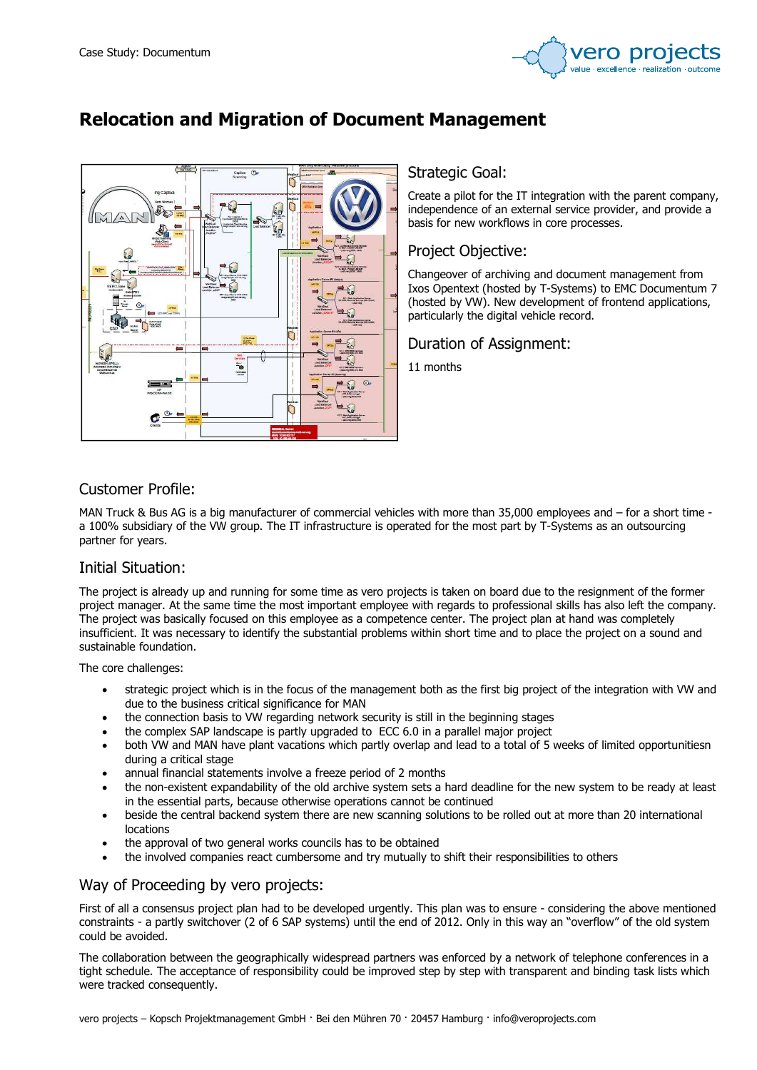Case Study: Documentum

# Relocation and Migration of Document Management

## Strategic Goal:

Create a pilot for the IT integration with the parent company, independence of an external service provider, and provide a basis for new workflows in core processes.

## Project Objective:

Changeover of archiving and document management from Ixos Opentext (hosted by T-Systems) to EMC Documentum 7 (hosted by VW). New development of frontend applications, particularly the digital vehicle record.

## Duration of Assignment:

11 months

## Customer Profile:

MAN Truck & Bus AG is a big manufacturer of commercial vehicles with more than 35,000 employees and – for a short time - a 100% subsidiary of the VW group. The IT infrastructure is operated for the most part by T-Systems as an outsourcing partner for years.

## Initial Situation:

The project is already up and running for some time as vero projects is taken on board due to the resignment of the former project manager. At the same time the most important employee with regards to professional skills has also left the company. The project was basically focused on this employee as a competence center. The project plan at hand was completely insufficient. It was necessary to identify the substantial problems within short time and to place the project on a sound and sustainable foundation.

The core challenges:

- strategic project which is in the focus of the management both as the first big project of the integration with VW and due to the business critical significance for MAN
- the connection basis to VW regarding network security is still in the beginning stages
- the complex SAP landscape is partly upgraded to ECC 6.0 in a parallel major project
- both VW and MAN have plant vacations which partly overlap and lead to a total of 5 weeks of limited opportunitiesn during a critical stage
- annual financial statements involve a freeze period of 2 months
- the non-existent expandability of the old archive system sets a hard deadline for the new system to be ready at least in the essential parts, because otherwise operations cannot be continued
- beside the central backend system there are new scanning solutions to be rolled out at more than 20 international locations
- the approval of two general works councils has to be obtained
- the involved companies react cumbersome and try mutually to shift their responsibilities to others

## Way of Proceeding by vero projects:

First of all a consensus project plan had to be developed urgently. This plan was to ensure - considering the above mentioned constraints - a partly switchover (2 of 6 SAP systems) until the end of 2012. Only in this way an "overflow" of the old system could be avoided.

The collaboration between the geographically widespread partners was enforced by a network of telephone conferences in a tight schedule. The acceptance of responsibility could be improved step by step with transparent and binding task lists which were tracked consequently.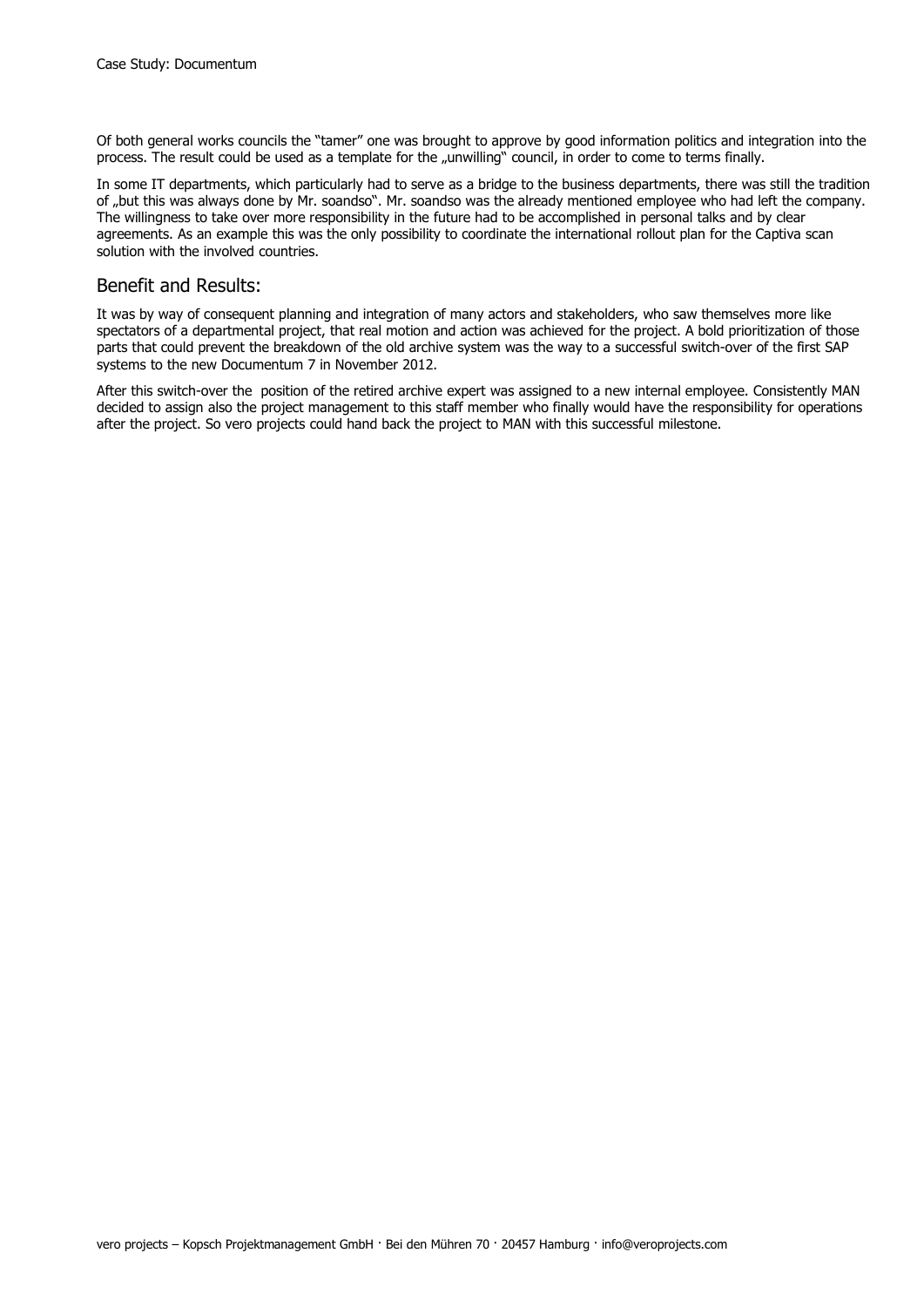Of both general works councils the "tamer" one was brought to approve by good information politics and integration into the process. The result could be used as a template for the „unwilling" council, in order to come to terms finally.

In some IT departments, which particularly had to serve as a bridge to the business departments, there was still the tradition of „but this was always done by Mr. soandso". Mr. soandso was the already mentioned employee who had left the company. The willingness to take over more responsibility in the future had to be accomplished in personal talks and by clear agreements. As an example this was the only possibility to coordinate the international rollout plan for the Captiva scan solution with the involved countries.

## Benefit and Results:

It was by way of consequent planning and integration of many actors and stakeholders, who saw themselves more like spectators of a departmental project, that real motion and action was achieved for the project. A bold prioritization of those parts that could prevent the breakdown of the old archive system was the way to a successful switch-over of the first SAP systems to the new Documentum 7 in November 2012.

After this switch-over the position of the retired archive expert was assigned to a new internal employee. Consistently MAN decided to assign also the project management to this staff member who finally would have the responsibility for operations after the project. So vero projects could hand back the project to MAN with this successful milestone.